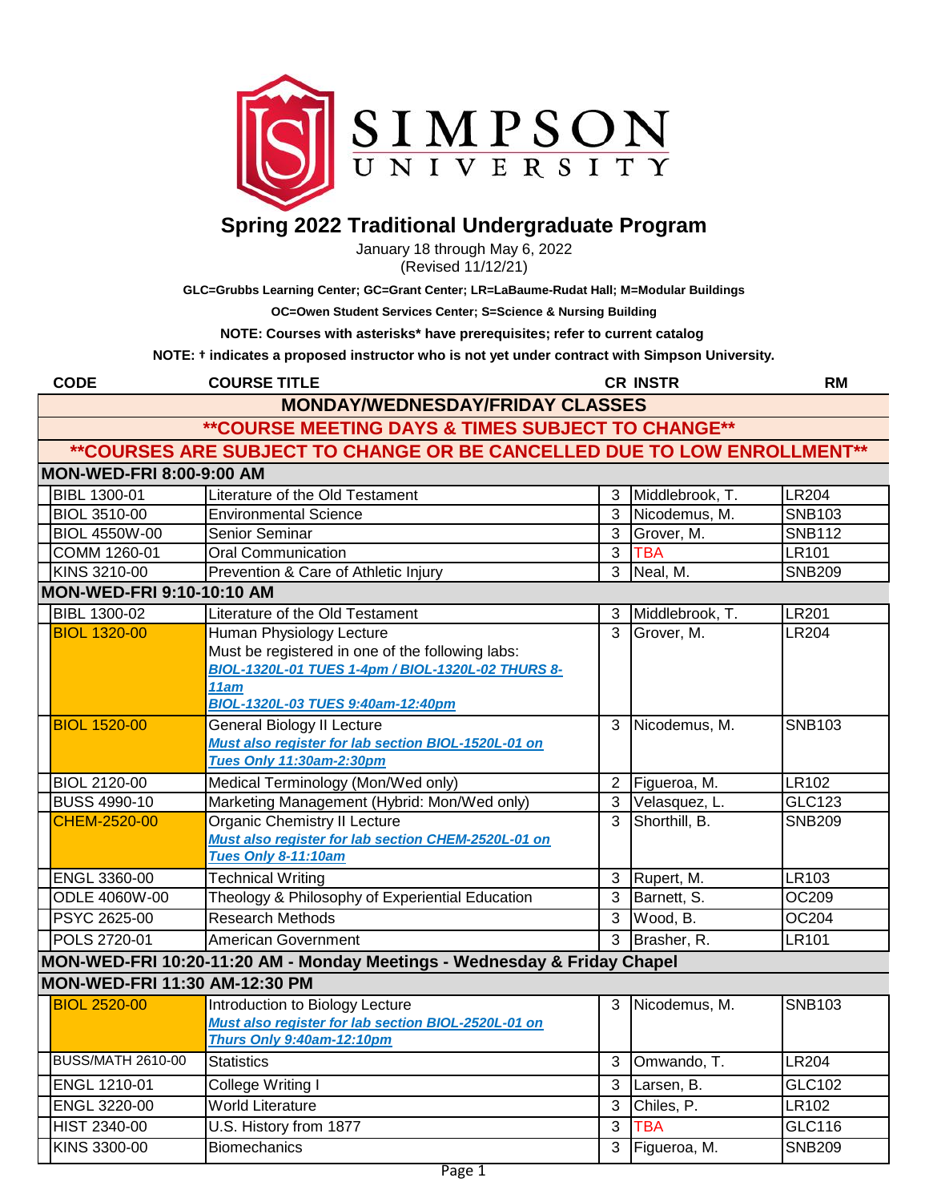# Spring 2022 Traditional Undergraduate Program

January 18 through May 6, 2022
(Revised 11/12/21)

**GLC=Grubbs Learning Center; GC=Grant Center; LR=LaBaume-Rudat Hall; M=Modular Buildings**

**OC=Owen Student Services Center; S=Science & Nursing Building**

**NOTE: Courses with asterisks* have prerequisites; refer to current catalog**

**NOTE: † indicates a proposed instructor who is not yet under contract with Simpson University.**

| CODE | COURSE TITLE | CR | INSTR | RM |
|---|---|---|---|---|
| **MONDAY/WEDNESDAY/FRIDAY CLASSES** | | | | |
| **\*\*COURSE MEETING DAYS & TIMES SUBJECT TO CHANGE\*\*** | | | | |
| **\*\*COURSES ARE SUBJECT TO CHANGE OR BE CANCELLED DUE TO LOW ENROLLMENT\*\*** | | | | |
| **MON-WED-FRI 8:00-9:00 AM** | | | | |
| BIBL 1300-01 | Literature of the Old Testament | 3 | Middlebrook, T. | LR204 |
| BIOL 3510-00 | Environmental Science | 3 | Nicodemus, M. | SNB103 |
| BIOL 4550W-00 | Senior Seminar | 3 | Grover, M. | SNB112 |
| COMM 1260-01 | Oral Communication | 3 | TBA | LR101 |
| KINS 3210-00 | Prevention & Care of Athletic Injury | 3 | Neal, M. | SNB209 |
| **MON-WED-FRI 9:10-10:10 AM** | | | | |
| BIBL 1300-02 | Literature of the Old Testament | 3 | Middlebrook, T. | LR201 |
| BIOL 1320-00 | Human Physiology Lecture<br>Must be registered in one of the following labs:<br>***BIOL-1320L-01 TUES 1-4pm / BIOL-1320L-02 THURS 8-11am***<br>***BIOL-1320L-03 TUES 9:40am-12:40pm*** | 3 | Grover, M. | LR204 |
| BIOL 1520-00 | General Biology II Lecture<br>***Must also register for lab section BIOL-1520L-01 on Tues Only 11:30am-2:30pm*** | 3 | Nicodemus, M. | SNB103 |
| BIOL 2120-00 | Medical Terminology (Mon/Wed only) | 2 | Figueroa, M. | LR102 |
| BUSS 4990-10 | Marketing Management (Hybrid: Mon/Wed only) | 3 | Velasquez, L. | GLC123 |
| CHEM-2520-00 | Organic Chemistry II Lecture<br>***Must also register for lab section CHEM-2520L-01 on Tues Only 8-11:10am*** | 3 | Shorthill, B. | SNB209 |
| ENGL 3360-00 | Technical Writing | 3 | Rupert, M. | LR103 |
| ODLE 4060W-00 | Theology & Philosophy of Experiential Education | 3 | Barnett, S. | OC209 |
| PSYC 2625-00 | Research Methods | 3 | Wood, B. | OC204 |
| POLS 2720-01 | American Government | 3 | Brasher, R. | LR101 |
| **MON-WED-FRI 10:20-11:20 AM - Monday Meetings - Wednesday & Friday Chapel** | | | | |
| **MON-WED-FRI 11:30 AM-12:30 PM** | | | | |
| BIOL 2520-00 | Introduction to Biology Lecture<br>***Must also register for lab section BIOL-2520L-01 on Thurs Only 9:40am-12:10pm*** | 3 | Nicodemus, M. | SNB103 |
| BUSS/MATH 2610-00 | Statistics | 3 | Omwando, T. | LR204 |
| ENGL 1210-01 | College Writing I | 3 | Larsen, B. | GLC102 |
| ENGL 3220-00 | World Literature | 3 | Chiles, P. | LR102 |
| HIST 2340-00 | U.S. History from 1877 | 3 | TBA | GLC116 |
| KINS 3300-00 | Biomechanics | 3 | Figueroa, M. | SNB209 |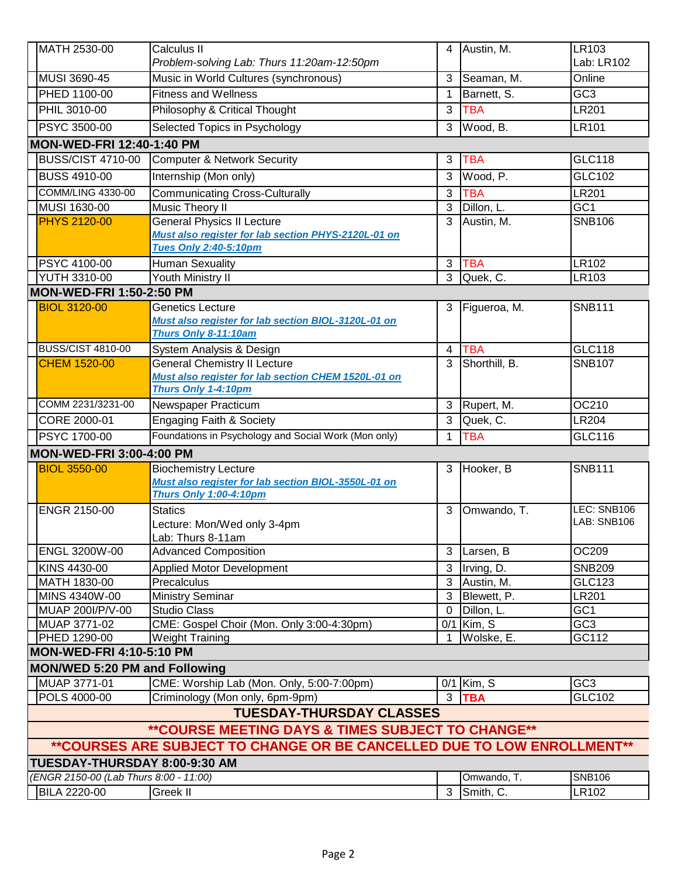| Course | Title | Credits | Instructor | Room |
|---|---|---|---|---|
| MATH 2530-00 | Calculus II<br>*Problem-solving Lab: Thurs 11:20am-12:50pm* | 4 | Austin, M. | LR103<br>Lab: LR102 |
| MUSI 3690-45 | Music in World Cultures (synchronous) | 3 | Seaman, M. | Online |
| PHED 1100-00 | Fitness and Wellness | 1 | Barnett, S. | GC3 |
| PHIL 3010-00 | Philosophy & Critical Thought | 3 | TBA | LR201 |
| PSYC 3500-00 | Selected Topics in Psychology | 3 | Wood, B. | LR101 |
| **MON-WED-FRI 12:40-1:40 PM** | | | | |
| BUSS/CIST 4710-00 | Computer & Network Security | 3 | TBA | GLC118 |
| BUSS 4910-00 | Internship (Mon only) | 3 | Wood, P. | GLC102 |
| COMM/LING 4330-00 | Communicating Cross-Culturally | 3 | TBA | LR201 |
| MUSI 1630-00 | Music Theory II | 3 | Dillon, L. | GC1 |
| PHYS 2120-00 | General Physics II Lecture<br>***Must also register for lab section PHYS-2120L-01 on Tues Only 2:40-5:10pm*** | 3 | Austin, M. | SNB106 |
| PSYC 4100-00 | Human Sexuality | 3 | TBA | LR102 |
| YUTH 3310-00 | Youth Ministry II | 3 | Quek, C. | LR103 |
| **MON-WED-FRI 1:50-2:50 PM** | | | | |
| BIOL 3120-00 | Genetics Lecture<br>***Must also register for lab section BIOL-3120L-01 on Thurs Only 8-11:10am*** | 3 | Figueroa, M. | SNB111 |
| BUSS/CIST 4810-00 | System Analysis & Design | 4 | TBA | GLC118 |
| CHEM 1520-00 | General Chemistry II Lecture<br>***Must also register for lab section CHEM 1520L-01 on Thurs Only 1-4:10pm*** | 3 | Shorthill, B. | SNB107 |
| COMM 2231/3231-00 | Newspaper Practicum | 3 | Rupert, M. | OC210 |
| CORE 2000-01 | Engaging Faith & Society | 3 | Quek, C. | LR204 |
| PSYC 1700-00 | Foundations in Psychology and Social Work (Mon only) | 1 | TBA | GLC116 |
| **MON-WED-FRI 3:00-4:00 PM** | | | | |
| BIOL 3550-00 | Biochemistry Lecture<br>***Must also register for lab section BIOL-3550L-01 on Thurs Only 1:00-4:10pm*** | 3 | Hooker, B | SNB111 |
| ENGR 2150-00 | Statics<br>Lecture: Mon/Wed only 3-4pm<br>Lab: Thurs 8-11am | 3 | Omwando, T. | LEC: SNB106<br>LAB: SNB106 |
| ENGL 3200W-00 | Advanced Composition | 3 | Larsen, B | OC209 |
| KINS 4430-00 | Applied Motor Development | 3 | Irving, D. | SNB209 |
| MATH 1830-00 | Precalculus | 3 | Austin, M. | GLC123 |
| MINS 4340W-00 | Ministry Seminar | 3 | Blewett, P. | LR201 |
| MUAP 200I/P/V-00 | Studio Class | 0 | Dillon, L. | GC1 |
| MUAP 3771-02 | CME: Gospel Choir (Mon. Only 3:00-4:30pm) | 0/1 | Kim, S | GC3 |
| PHED 1290-00 | Weight Training | 1 | Wolske, E. | GC112 |
| **MON-WED-FRI 4:10-5:10 PM** | | | | |
| **MON/WED 5:20 PM and Following** | | | | |
| MUAP 3771-01 | CME: Worship Lab (Mon. Only, 5:00-7:00pm) | 0/1 | Kim, S | GC3 |
| POLS 4000-00 | Criminology (Mon only, 6pm-9pm) | 3 | TBA | GLC102 |
| **TUESDAY-THURSDAY CLASSES** | | | | |
| **\*\*COURSE MEETING DAYS & TIMES SUBJECT TO CHANGE\*\*** | | | | |
| **\*\*COURSES ARE SUBJECT TO CHANGE OR BE CANCELLED DUE TO LOW ENROLLMENT\*\*** | | | | |
| **TUESDAY-THURSDAY 8:00-9:30 AM** | | | | |
| *(ENGR 2150-00 (Lab Thurs 8:00 - 11:00)* | | | Omwando, T. | SNB106 |
| BILA 2220-00 | Greek II | 3 | Smith, C. | LR102 |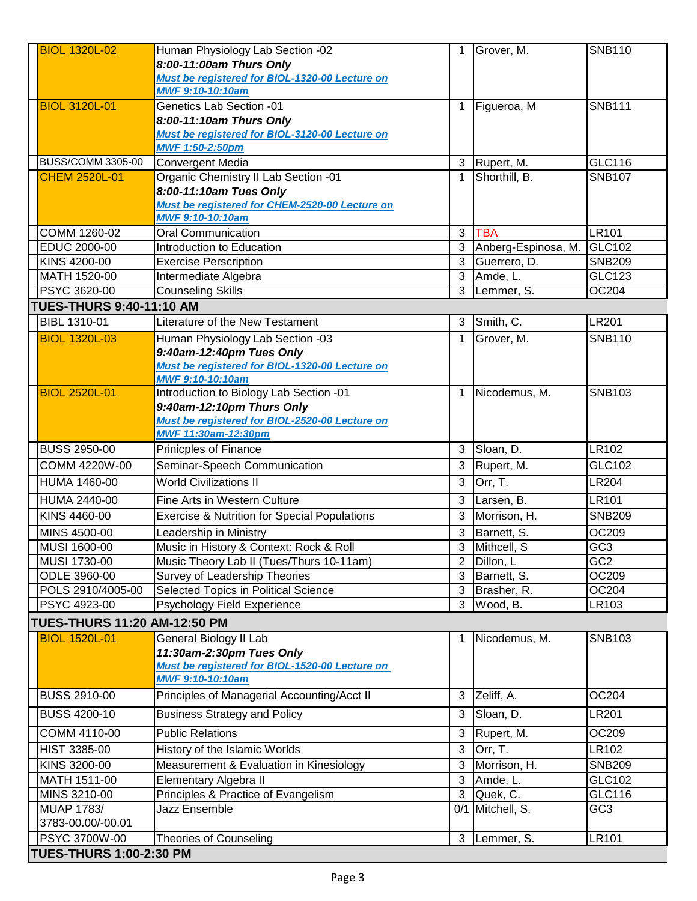| Course | Title | Credits | Instructor | Room |
|---|---|---|---|---|
| BIOL 1320L-02 | Human Physiology Lab Section -02<br>***8:00-11:00am Thurs Only***<br>***Must be registered for BIOL-1320-00 Lecture on MWF 9:10-10:10am*** | 1 | Grover, M. | SNB110 |
| BIOL 3120L-01 | Genetics Lab Section -01<br>***8:00-11:10am Thurs Only***<br>***Must be registered for BIOL-3120-00 Lecture on MWF 1:50-2:50pm*** | 1 | Figueroa, M | SNB111 |
| BUSS/COMM 3305-00 | Convergent Media | 3 | Rupert, M. | GLC116 |
| CHEM 2520L-01 | Organic Chemistry II Lab Section -01<br>***8:00-11:10am Tues Only***<br>***Must be registered for CHEM-2520-00 Lecture on MWF 9:10-10:10am*** | 1 | Shorthill, B. | SNB107 |
| COMM 1260-02 | Oral Communication | 3 | TBA | LR101 |
| EDUC 2000-00 | Introduction to Education | 3 | Anberg-Espinosa, M. | GLC102 |
| KINS 4200-00 | Exercise Perscription | 3 | Guerrero, D. | SNB209 |
| MATH 1520-00 | Intermediate Algebra | 3 | Amde, L. | GLC123 |
| PSYC 3620-00 | Counseling Skills | 3 | Lemmer, S. | OC204 |
| **TUES-THURS 9:40-11:10 AM** | | | | |
| BIBL 1310-01 | Literature of the New Testament | 3 | Smith, C. | LR201 |
| BIOL 1320L-03 | Human Physiology Lab Section -03<br>***9:40am-12:40pm Tues Only***<br>***Must be registered for BIOL-1320-00 Lecture on MWF 9:10-10:10am*** | 1 | Grover, M. | SNB110 |
| BIOL 2520L-01 | Introduction to Biology Lab Section -01<br>***9:40am-12:10pm Thurs Only***<br>***Must be registered for BIOL-2520-00 Lecture on MWF 11:30am-12:30pm*** | 1 | Nicodemus, M. | SNB103 |
| BUSS 2950-00 | Prinicples of Finance | 3 | Sloan, D. | LR102 |
| COMM 4220W-00 | Seminar-Speech Communication | 3 | Rupert, M. | GLC102 |
| HUMA 1460-00 | World Civilizations II | 3 | Orr, T. | LR204 |
| HUMA 2440-00 | Fine Arts in Western Culture | 3 | Larsen, B. | LR101 |
| KINS 4460-00 | Exercise & Nutrition for Special Populations | 3 | Morrison, H. | SNB209 |
| MINS 4500-00 | Leadership in Ministry | 3 | Barnett, S. | OC209 |
| MUSI 1600-00 | Music in History & Context: Rock & Roll | 3 | Mithcell, S | GC3 |
| MUSI 1730-00 | Music Theory Lab II (Tues/Thurs 10-11am) | 2 | Dillon, L | GC2 |
| ODLE 3960-00 | Survey of Leadership Theories | 3 | Barnett, S. | OC209 |
| POLS 2910/4005-00 | Selected Topics in Political Science | 3 | Brasher, R. | OC204 |
| PSYC 4923-00 | Psychology Field Experience | 3 | Wood, B. | LR103 |
| **TUES-THURS 11:20 AM-12:50 PM** | | | | |
| BIOL 1520L-01 | General Biology II Lab<br>***11:30am-2:30pm Tues Only***<br>***Must be registered for BIOL-1520-00 Lecture on MWF 9:10-10:10am*** | 1 | Nicodemus, M. | SNB103 |
| BUSS 2910-00 | Principles of Managerial Accounting/Acct II | 3 | Zeliff, A. | OC204 |
| BUSS 4200-10 | Business Strategy and Policy | 3 | Sloan, D. | LR201 |
| COMM 4110-00 | Public Relations | 3 | Rupert, M. | OC209 |
| HIST 3385-00 | History of the Islamic Worlds | 3 | Orr, T. | LR102 |
| KINS 3200-00 | Measurement & Evaluation in Kinesiology | 3 | Morrison, H. | SNB209 |
| MATH 1511-00 | Elementary Algebra II | 3 | Amde, L. | GLC102 |
| MINS 3210-00 | Principles & Practice of Evangelism | 3 | Quek, C. | GLC116 |
| MUAP 1783/ 3783-00.00/-00.01 | Jazz Ensemble | 0/1 | Mitchell, S. | GC3 |
| PSYC 3700W-00 | Theories of Counseling | 3 | Lemmer, S. | LR101 |
| **TUES-THURS 1:00-2:30 PM** | | | | |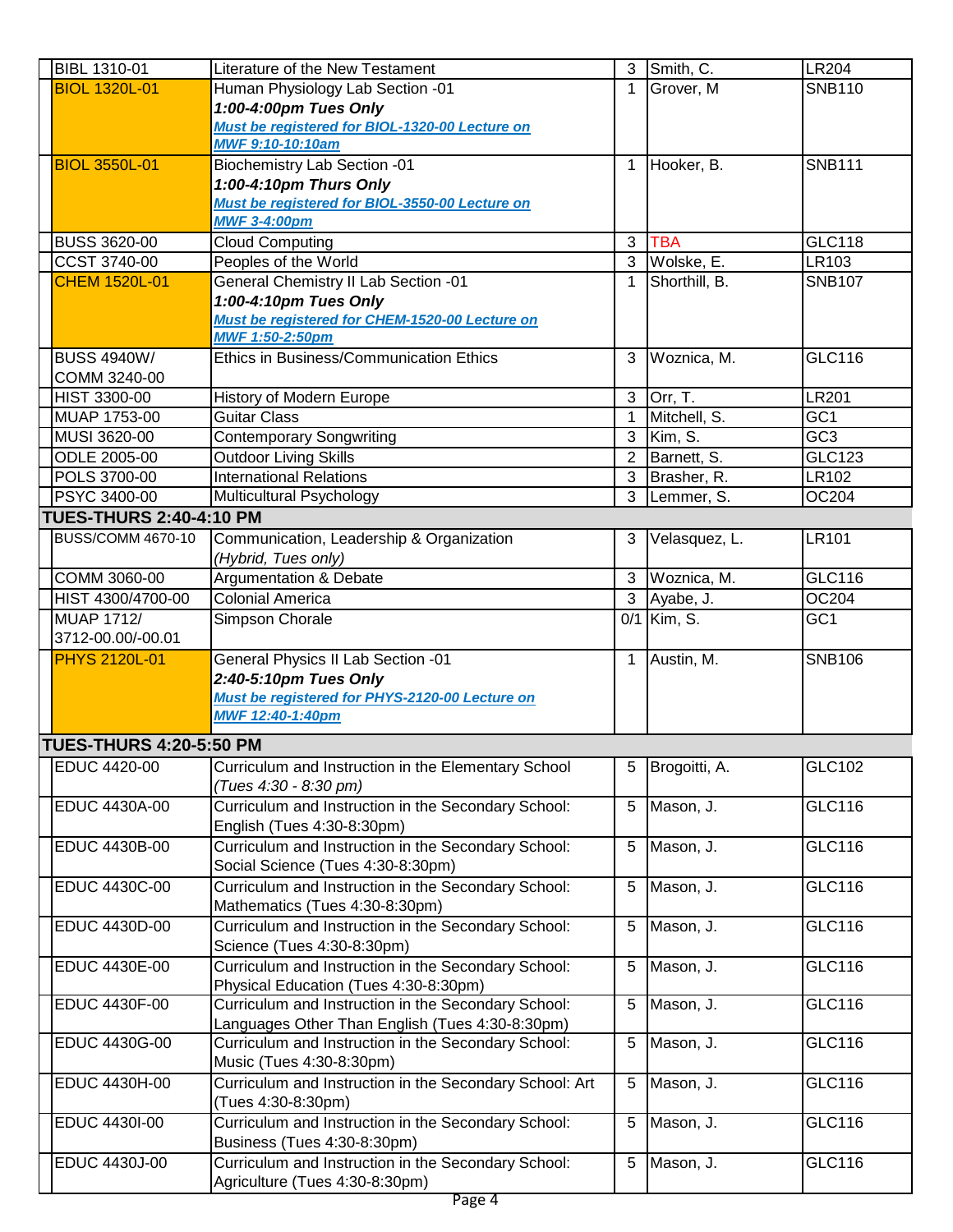| | Course | Title | Credits | Instructor | Room |
|---|---|---|---|---|---|
| | BIBL 1310-01 | Literature of the New Testament | 3 | Smith, C. | LR204 |
| | BIOL 1320L-01 | Human Physiology Lab Section -01<br>***1:00-4:00pm Tues Only***<br>***Must be registered for BIOL-1320-00 Lecture on MWF 9:10-10:10am*** | 1 | Grover, M | SNB110 |
| | BIOL 3550L-01 | Biochemistry Lab Section -01<br>***1:00-4:10pm Thurs Only***<br>***Must be registered for BIOL-3550-00 Lecture on MWF 3-4:00pm*** | 1 | Hooker, B. | SNB111 |
| | BUSS 3620-00 | Cloud Computing | 3 | TBA | GLC118 |
| | CCST 3740-00 | Peoples of the World | 3 | Wolske, E. | LR103 |
| | CHEM 1520L-01 | General Chemistry II Lab Section -01<br>***1:00-4:10pm Tues Only***<br>***Must be registered for CHEM-1520-00 Lecture on MWF 1:50-2:50pm*** | 1 | Shorthill, B. | SNB107 |
| | BUSS 4940W/<br>COMM 3240-00 | Ethics in Business/Communication Ethics | 3 | Woznica, M. | GLC116 |
| | HIST 3300-00 | History of Modern Europe | 3 | Orr, T. | LR201 |
| | MUAP 1753-00 | Guitar Class | 1 | Mitchell, S. | GC1 |
| | MUSI 3620-00 | Contemporary Songwriting | 3 | Kim, S. | GC3 |
| | ODLE 2005-00 | Outdoor Living Skills | 2 | Barnett, S. | GLC123 |
| | POLS 3700-00 | International Relations | 3 | Brasher, R. | LR102 |
| | PSYC 3400-00 | Multicultural Psychology | 3 | Lemmer, S. | OC204 |
| **TUES-THURS 2:40-4:10 PM** | | | | | |
| | BUSS/COMM 4670-10 | Communication, Leadership & Organization<br>*(Hybrid, Tues only)* | 3 | Velasquez, L. | LR101 |
| | COMM 3060-00 | Argumentation & Debate | 3 | Woznica, M. | GLC116 |
| | HIST 4300/4700-00 | Colonial America | 3 | Ayabe, J. | OC204 |
| | MUAP 1712/<br>3712-00.00/-00.01 | Simpson Chorale | 0/1 | Kim, S. | GC1 |
| | PHYS 2120L-01 | General Physics II Lab Section -01<br>***2:40-5:10pm Tues Only***<br>***Must be registered for PHYS-2120-00 Lecture on MWF 12:40-1:40pm*** | 1 | Austin, M. | SNB106 |
| **TUES-THURS 4:20-5:50 PM** | | | | | |
| | EDUC 4420-00 | Curriculum and Instruction in the Elementary School<br>*(Tues 4:30 - 8:30 pm)* | 5 | Brogoitti, A. | GLC102 |
| | EDUC 4430A-00 | Curriculum and Instruction in the Secondary School: English (Tues 4:30-8:30pm) | 5 | Mason, J. | GLC116 |
| | EDUC 4430B-00 | Curriculum and Instruction in the Secondary School: Social Science (Tues 4:30-8:30pm) | 5 | Mason, J. | GLC116 |
| | EDUC 4430C-00 | Curriculum and Instruction in the Secondary School: Mathematics (Tues 4:30-8:30pm) | 5 | Mason, J. | GLC116 |
| | EDUC 4430D-00 | Curriculum and Instruction in the Secondary School: Science (Tues 4:30-8:30pm) | 5 | Mason, J. | GLC116 |
| | EDUC 4430E-00 | Curriculum and Instruction in the Secondary School: Physical Education (Tues 4:30-8:30pm) | 5 | Mason, J. | GLC116 |
| | EDUC 4430F-00 | Curriculum and Instruction in the Secondary School: Languages Other Than English (Tues 4:30-8:30pm) | 5 | Mason, J. | GLC116 |
| | EDUC 4430G-00 | Curriculum and Instruction in the Secondary School: Music (Tues 4:30-8:30pm) | 5 | Mason, J. | GLC116 |
| | EDUC 4430H-00 | Curriculum and Instruction in the Secondary School: Art (Tues 4:30-8:30pm) | 5 | Mason, J. | GLC116 |
| | EDUC 4430I-00 | Curriculum and Instruction in the Secondary School: Business (Tues 4:30-8:30pm) | 5 | Mason, J. | GLC116 |
| | EDUC 4430J-00 | Curriculum and Instruction in the Secondary School: Agriculture (Tues 4:30-8:30pm) | 5 | Mason, J. | GLC116 |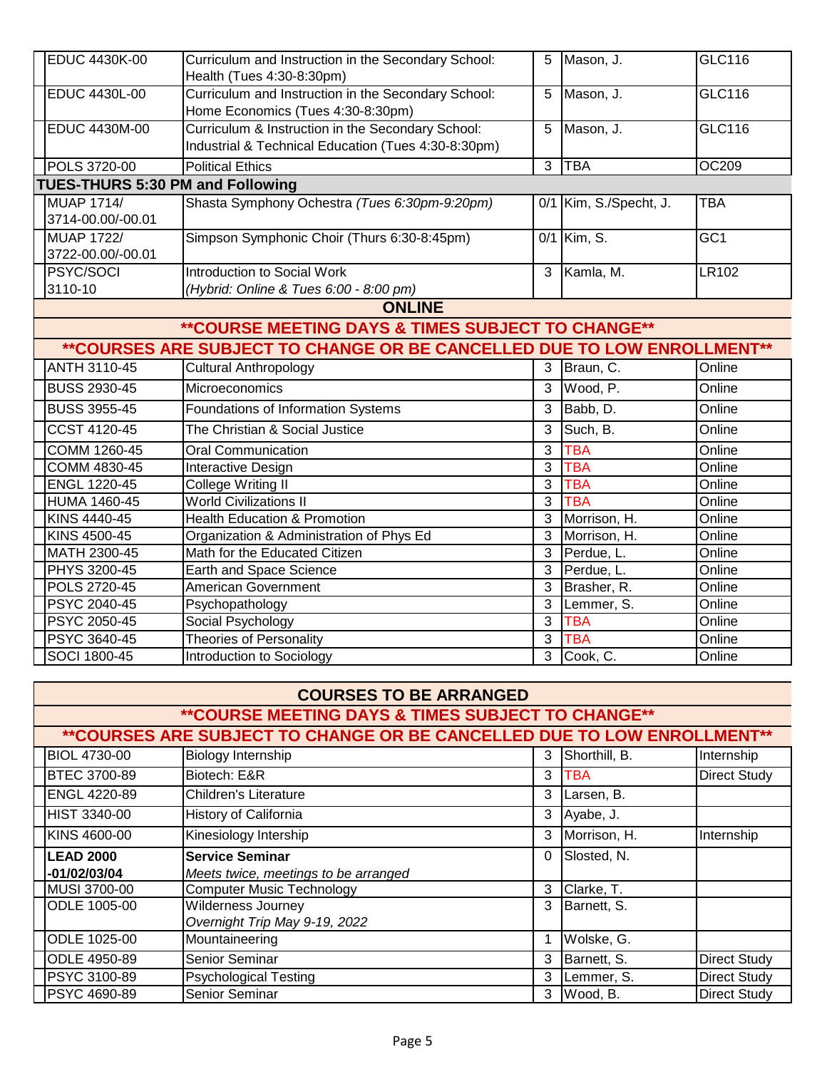| Course | Title | Units | Instructor | Room |
|---|---|---|---|---|
| EDUC 4430K-00 | Curriculum and Instruction in the Secondary School: Health (Tues 4:30-8:30pm) | 5 | Mason, J. | GLC116 |
| EDUC 4430L-00 | Curriculum and Instruction in the Secondary School: Home Economics (Tues 4:30-8:30pm) | 5 | Mason, J. | GLC116 |
| EDUC 4430M-00 | Curriculum & Instruction in the Secondary School: Industrial & Technical Education (Tues 4:30-8:30pm) | 5 | Mason, J. | GLC116 |
| POLS 3720-00 | Political Ethics | 3 | TBA | OC209 |
| **TUES-THURS 5:30 PM and Following** | | | | |
| MUAP 1714/ 3714-00.00/-00.01 | Shasta Symphony Ochestra *(Tues 6:30pm-9:20pm)* | 0/1 | Kim, S./Specht, J. | TBA |
| MUAP 1722/ 3722-00.00/-00.01 | Simpson Symphonic Choir (Thurs 6:30-8:45pm) | 0/1 | Kim, S. | GC1 |
| PSYC/SOCI 3110-10 | Introduction to Social Work *(Hybrid: Online & Tues 6:00 - 8:00 pm)* | 3 | Kamla, M. | LR102 |

## ONLINE

**\*\*COURSE MEETING DAYS & TIMES SUBJECT TO CHANGE\*\***

**\*\*COURSES ARE SUBJECT TO CHANGE OR BE CANCELLED DUE TO LOW ENROLLMENT\*\***

| Course | Title | Units | Instructor | Room |
|---|---|---|---|---|
| ANTH 3110-45 | Cultural Anthropology | 3 | Braun, C. | Online |
| BUSS 2930-45 | Microeconomics | 3 | Wood, P. | Online |
| BUSS 3955-45 | Foundations of Information Systems | 3 | Babb, D. | Online |
| CCST 4120-45 | The Christian & Social Justice | 3 | Such, B. | Online |
| COMM 1260-45 | Oral Communication | 3 | TBA | Online |
| COMM 4830-45 | Interactive Design | 3 | TBA | Online |
| ENGL 1220-45 | College Writing II | 3 | TBA | Online |
| HUMA 1460-45 | World Civilizations II | 3 | TBA | Online |
| KINS 4440-45 | Health Education & Promotion | 3 | Morrison, H. | Online |
| KINS 4500-45 | Organization & Administration of Phys Ed | 3 | Morrison, H. | Online |
| MATH 2300-45 | Math for the Educated Citizen | 3 | Perdue, L. | Online |
| PHYS 3200-45 | Earth and Space Science | 3 | Perdue, L. | Online |
| POLS 2720-45 | American Government | 3 | Brasher, R. | Online |
| PSYC 2040-45 | Psychopathology | 3 | Lemmer, S. | Online |
| PSYC 2050-45 | Social Psychology | 3 | TBA | Online |
| PSYC 3640-45 | Theories of Personality | 3 | TBA | Online |
| SOCI 1800-45 | Introduction to Sociology | 3 | Cook, C. | Online |

## COURSES TO BE ARRANGED

**\*\*COURSE MEETING DAYS & TIMES SUBJECT TO CHANGE\*\***

**\*\*COURSES ARE SUBJECT TO CHANGE OR BE CANCELLED DUE TO LOW ENROLLMENT\*\***

| Course | Title | Units | Instructor | Type |
|---|---|---|---|---|
| BIOL 4730-00 | Biology Internship | 3 | Shorthill, B. | Internship |
| BTEC 3700-89 | Biotech: E&R | 3 | TBA | Direct Study |
| ENGL 4220-89 | Children's Literature | 3 | Larsen, B. | |
| HIST 3340-00 | History of California | 3 | Ayabe, J. | |
| KINS 4600-00 | Kinesiology Intership | 3 | Morrison, H. | Internship |
| **LEAD 2000 -01/02/03/04** | **Service Seminar** *Meets twice, meetings to be arranged* | 0 | Slosted, N. | |
| MUSI 3700-00 | Computer Music Technology | 3 | Clarke, T. | |
| ODLE 1005-00 | Wilderness Journey *Overnight Trip May 9-19, 2022* | 3 | Barnett, S. | |
| ODLE 1025-00 | Mountaineering | 1 | Wolske, G. | |
| ODLE 4950-89 | Senior Seminar | 3 | Barnett, S. | Direct Study |
| PSYC 3100-89 | Psychological Testing | 3 | Lemmer, S. | Direct Study |
| PSYC 4690-89 | Senior Seminar | 3 | Wood, B. | Direct Study |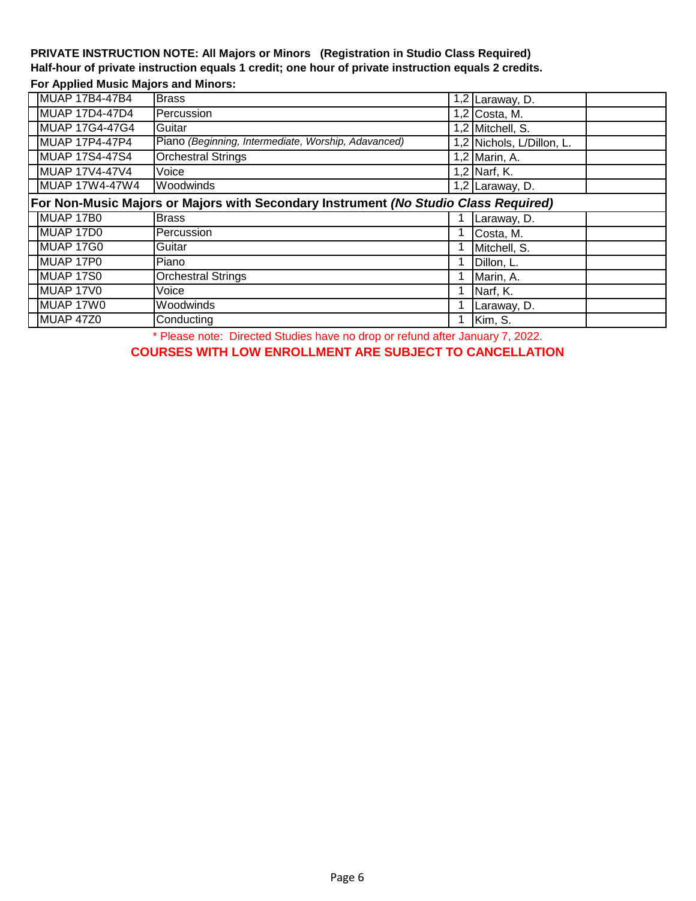**PRIVATE INSTRUCTION NOTE: All Majors or Minors (Registration in Studio Class Required)**

**Half-hour of private instruction equals 1 credit; one hour of private instruction equals 2 credits.**

**For Applied Music Majors and Minors:**

| | | | | | |
|---|---|---|---|---|---|
| | MUAP 17B4-47B4 | Brass | 1,2 | Laraway, D. | |
| | MUAP 17D4-47D4 | Percussion | 1,2 | Costa, M. | |
| | MUAP 17G4-47G4 | Guitar | 1,2 | Mitchell, S. | |
| | MUAP 17P4-47P4 | Piano *(Beginning, Intermediate, Worship, Adavanced)* | 1,2 | Nichols, L/Dillon, L. | |
| | MUAP 17S4-47S4 | Orchestral Strings | 1,2 | Marin, A. | |
| | MUAP 17V4-47V4 | Voice | 1,2 | Narf, K. | |
| | MUAP 17W4-47W4 | Woodwinds | 1,2 | Laraway, D. | |
| **For Non-Music Majors or Majors with Secondary Instrument *(No Studio Class Required)*** | | | | | |
| | MUAP 17B0 | Brass | 1 | Laraway, D. | |
| | MUAP 17D0 | Percussion | 1 | Costa, M. | |
| | MUAP 17G0 | Guitar | 1 | Mitchell, S. | |
| | MUAP 17P0 | Piano | 1 | Dillon, L. | |
| | MUAP 17S0 | Orchestral Strings | 1 | Marin, A. | |
| | MUAP 17V0 | Voice | 1 | Narf, K. | |
| | MUAP 17W0 | Woodwinds | 1 | Laraway, D. | |
| | MUAP 47Z0 | Conducting | 1 | Kim, S. | |

\* Please note: Directed Studies have no drop or refund after January 7, 2022.

**COURSES WITH LOW ENROLLMENT ARE SUBJECT TO CANCELLATION**